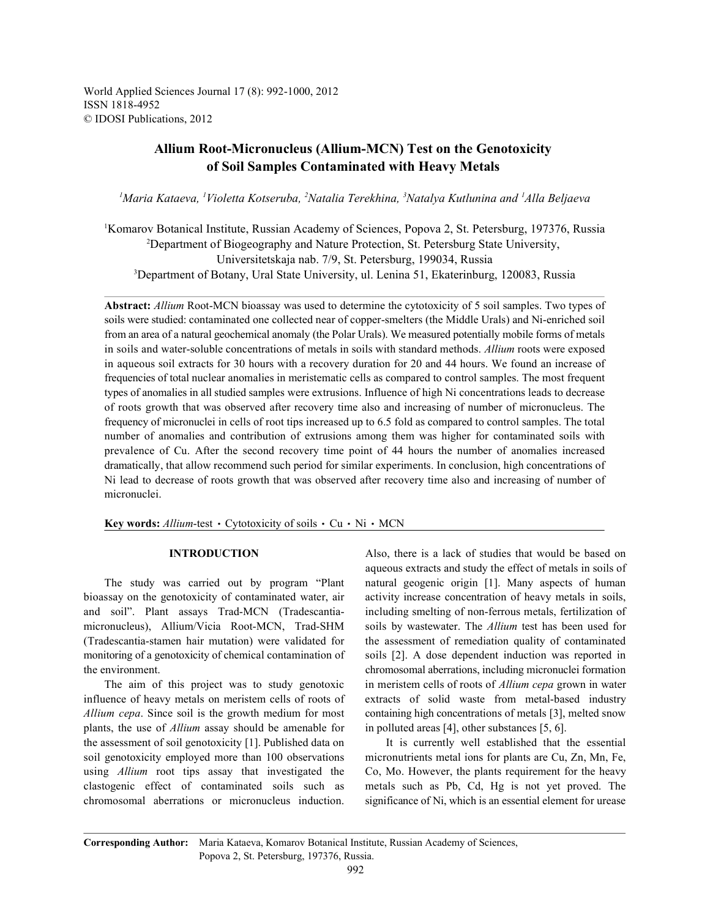World Applied Sciences Journal 17 (8): 992-1000, 2012
ISSN 1818-4952
© IDOSI Publications, 2012

# Allium Root-Micronucleus (Allium-MCN) Test on the Genotoxicity of Soil Samples Contaminated with Heavy Metals

[1]Maria Kataeva, [1]Violetta Kotseruba, [2]Natalia Terekhina, [3]Natalya Kutlunina and [1]Alla Beljaeva

[1]Komarov Botanical Institute, Russian Academy of Sciences, Popova 2, St. Petersburg, 197376, Russia
[2]Department of Biogeography and Nature Protection, St. Petersburg State University, Universitetskaja nab. 7/9, St. Petersburg, 199034, Russia
[3]Department of Botany, Ural State University, ul. Lenina 51, Ekaterinburg, 120083, Russia

**Abstract:** *Allium* Root-MCN bioassay was used to determine the cytotoxicity of 5 soil samples. Two types of soils were studied: contaminated one collected near of copper-smelters (the Middle Urals) and Ni-enriched soil from an area of a natural geochemical anomaly (the Polar Urals). We measured potentially mobile forms of metals in soils and water-soluble concentrations of metals in soils with standard methods. *Allium* roots were exposed in aqueous soil extracts for 30 hours with a recovery duration for 20 and 44 hours. We found an increase of frequencies of total nuclear anomalies in meristematic cells as compared to control samples. The most frequent types of anomalies in all studied samples were extrusions. Influence of high Ni concentrations leads to decrease of roots growth that was observed after recovery time also and increasing of number of micronucleus. The frequency of micronuclei in cells of root tips increased up to 6.5 fold as compared to control samples. The total number of anomalies and contribution of extrusions among them was higher for contaminated soils with prevalence of Cu. After the second recovery time point of 44 hours the number of anomalies increased dramatically, that allow recommend such period for similar experiments. In conclusion, high concentrations of Ni lead to decrease of roots growth that was observed after recovery time also and increasing of number of micronuclei.

**Key words:** *Allium*-test • Cytotoxicity of soils • Cu • Ni • MCN

## INTRODUCTION

The study was carried out by program "Plant bioassay on the genotoxicity of contaminated water, air and soil". Plant assays Trad-MCN (Tradescantia-micronucleus), Allium/Vicia Root-MCN, Trad-SHM (Tradescantia-stamen hair mutation) were validated for monitoring of a genotoxicity of chemical contamination of the environment.

The aim of this project was to study genotoxic influence of heavy metals on meristem cells of roots of *Allium cepa*. Since soil is the growth medium for most plants, the use of *Allium* assay should be amenable for the assessment of soil genotoxicity [1]. Published data on soil genotoxicity employed more than 100 observations using *Allium* root tips assay that investigated the clastogenic effect of contaminated soils such as chromosomal aberrations or micronucleus induction. Also, there is a lack of studies that would be based on aqueous extracts and study the effect of metals in soils of natural geogenic origin [1]. Many aspects of human activity increase concentration of heavy metals in soils, including smelting of non-ferrous metals, fertilization of soils by wastewater. The *Allium* test has been used for the assessment of remediation quality of contaminated soils [2]. A dose dependent induction was reported in chromosomal aberrations, including micronuclei formation in meristem cells of roots of *Allium cepa* grown in water extracts of solid waste from metal-based industry containing high concentrations of metals [3], melted snow in polluted areas [4], other substances [5, 6].

It is currently well established that the essential micronutrients metal ions for plants are Cu, Zn, Mn, Fe, Co, Mo. However, the plants requirement for the heavy metals such as Pb, Cd, Hg is not yet proved. The significance of Ni, which is an essential element for urease

---

**Corresponding Author:** Maria Kataeva, Komarov Botanical Institute, Russian Academy of Sciences, Popova 2, St. Petersburg, 197376, Russia.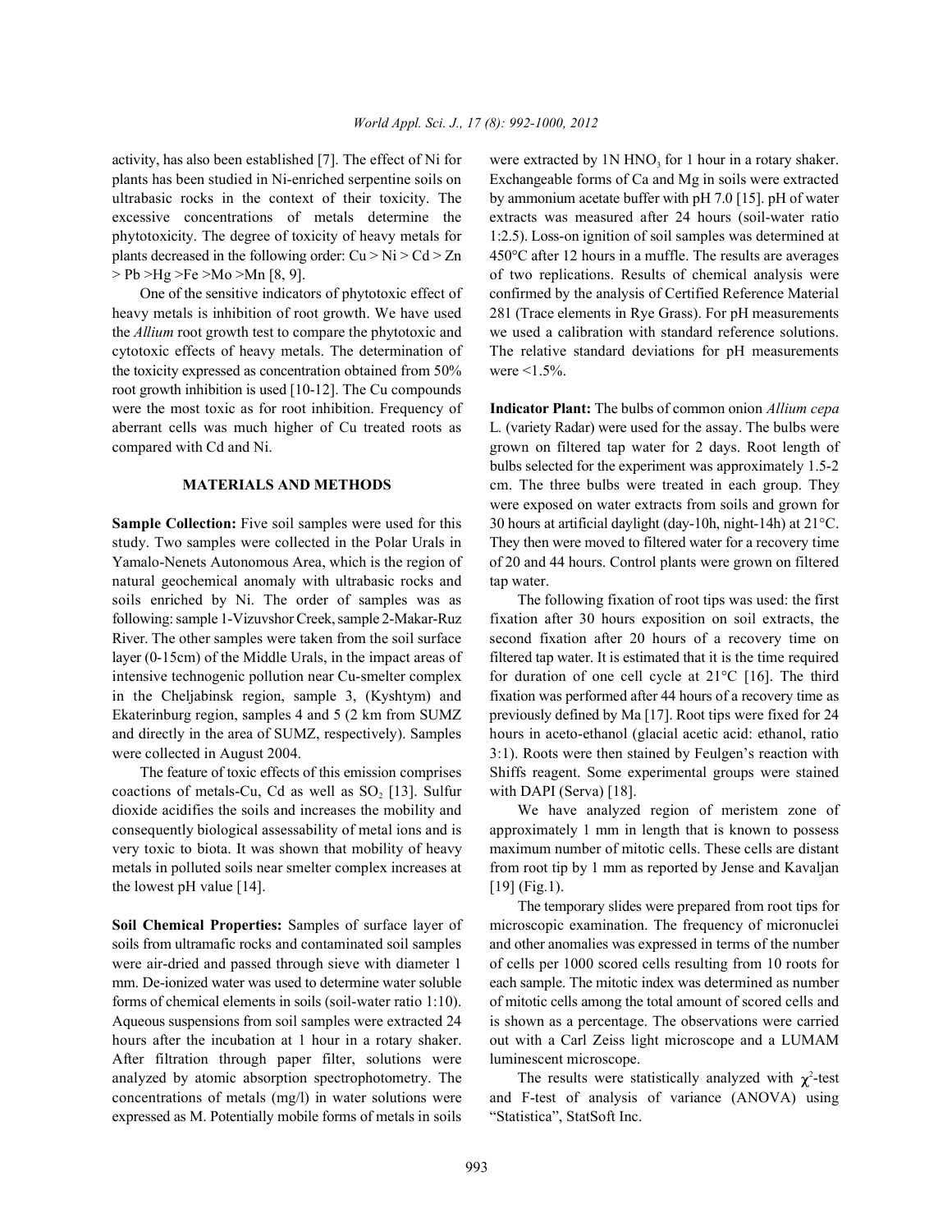activity, has also been established [7]. The effect of Ni for plants has been studied in Ni-enriched serpentine soils on ultrabasic rocks in the context of their toxicity. The excessive concentrations of metals determine the phytotoxicity. The degree of toxicity of heavy metals for plants decreased in the following order: Cu > Ni > Cd > Zn > Pb >Hg >Fe >Mo >Mn [8, 9].

One of the sensitive indicators of phytotoxic effect of heavy metals is inhibition of root growth. We have used the *Allium* root growth test to compare the phytotoxic and cytotoxic effects of heavy metals. The determination of the toxicity expressed as concentration obtained from 50% root growth inhibition is used [10-12]. The Cu compounds were the most toxic as for root inhibition. Frequency of aberrant cells was much higher of Cu treated roots as compared with Cd and Ni.

## MATERIALS AND METHODS

**Sample Collection:** Five soil samples were used for this study. Two samples were collected in the Polar Urals in Yamalo-Nenets Autonomous Area, which is the region of natural geochemical anomaly with ultrabasic rocks and soils enriched by Ni. The order of samples was as following: sample 1-Vizuvshor Creek, sample 2-Makar-Ruz River. The other samples were taken from the soil surface layer (0-15cm) of the Middle Urals, in the impact areas of intensive technogenic pollution near Cu-smelter complex in the Cheljabinsk region, sample 3, (Kyshtym) and Ekaterinburg region, samples 4 and 5 (2 km from SUMZ and directly in the area of SUMZ, respectively). Samples were collected in August 2004.

The feature of toxic effects of this emission comprises coactions of metals-Cu, Cd as well as $SO_2$ [13]. Sulfur dioxide acidifies the soils and increases the mobility and consequently biological assessability of metal ions and is very toxic to biota. It was shown that mobility of heavy metals in polluted soils near smelter complex increases at the lowest pH value [14].

**Soil Chemical Properties:** Samples of surface layer of soils from ultramafic rocks and contaminated soil samples were air-dried and passed through sieve with diameter 1 mm. De-ionized water was used to determine water soluble forms of chemical elements in soils (soil-water ratio 1:10). Aqueous suspensions from soil samples were extracted 24 hours after the incubation at 1 hour in a rotary shaker. After filtration through paper filter, solutions were analyzed by atomic absorption spectrophotometry. The concentrations of metals (mg/l) in water solutions were expressed as M. Potentially mobile forms of metals in soils were extracted by 1N $HNO_3$ for 1 hour in a rotary shaker. Exchangeable forms of Ca and Mg in soils were extracted by ammonium acetate buffer with pH 7.0 [15]. pH of water extracts was measured after 24 hours (soil-water ratio 1:2.5). Loss-on ignition of soil samples was determined at 450°C after 12 hours in a muffle. The results are averages of two replications. Results of chemical analysis were confirmed by the analysis of Certified Reference Material 281 (Trace elements in Rye Grass). For pH measurements we used a calibration with standard reference solutions. The relative standard deviations for pH measurements were <1.5%.

**Indicator Plant:** The bulbs of common onion *Allium cepa* L. (variety Radar) were used for the assay. The bulbs were grown on filtered tap water for 2 days. Root length of bulbs selected for the experiment was approximately 1.5-2 cm. The three bulbs were treated in each group. They were exposed on water extracts from soils and grown for 30 hours at artificial daylight (day-10h, night-14h) at 21°C. They then were moved to filtered water for a recovery time of 20 and 44 hours. Control plants were grown on filtered tap water.

The following fixation of root tips was used: the first fixation after 30 hours exposition on soil extracts, the second fixation after 20 hours of a recovery time on filtered tap water. It is estimated that it is the time required for duration of one cell cycle at 21°C [16]. The third fixation was performed after 44 hours of a recovery time as previously defined by Ma [17]. Root tips were fixed for 24 hours in aceto-ethanol (glacial acetic acid: ethanol, ratio 3:1). Roots were then stained by Feulgen's reaction with Shiffs reagent. Some experimental groups were stained with DAPI (Serva) [18].

We have analyzed region of meristem zone of approximately 1 mm in length that is known to possess maximum number of mitotic cells. These cells are distant from root tip by 1 mm as reported by Jense and Kavaljan [19] (Fig.1).

The temporary slides were prepared from root tips for microscopic examination. The frequency of micronuclei and other anomalies was expressed in terms of the number of cells per 1000 scored cells resulting from 10 roots for each sample. The mitotic index was determined as number of mitotic cells among the total amount of scored cells and is shown as a percentage. The observations were carried out with a Carl Zeiss light microscope and a LUMAM luminescent microscope.

The results were statistically analyzed with $\chi^2$-test and F-test of analysis of variance (ANOVA) using "Statistica", StatSoft Inc.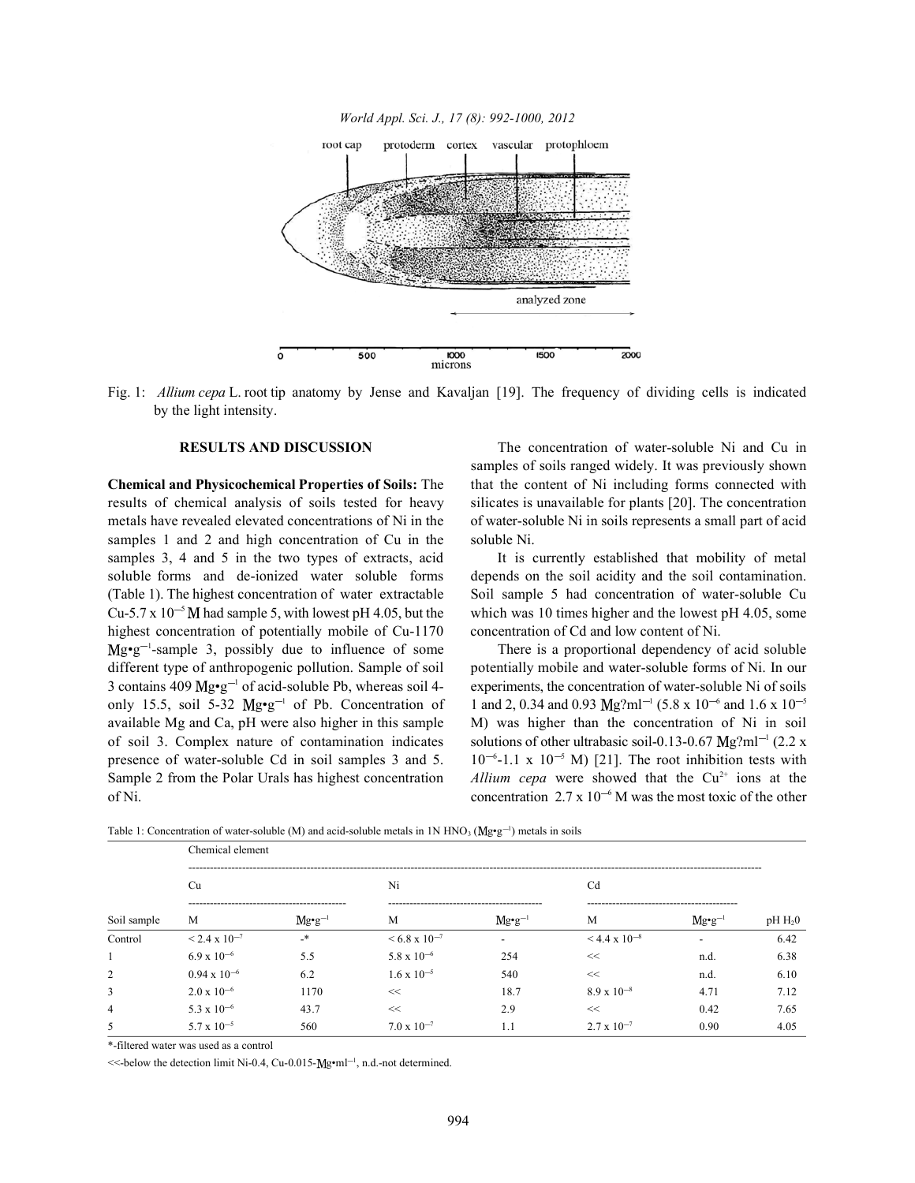Fig. 1: *Allium cepa* L. root tip anatomy by Jense and Kavaljan [19]. The frequency of dividing cells is indicated by the light intensity.

## RESULTS AND DISCUSSION

**Chemical and Physicochemical Properties of Soils:** The results of chemical analysis of soils tested for heavy metals have revealed elevated concentrations of Ni in the samples 1 and 2 and high concentration of Cu in the samples 3, 4 and 5 in the two types of extracts, acid soluble forms and de-ionized water soluble forms (Table 1). The highest concentration of water extractable Cu-5.7 x $10^{-5}$ M had sample 5, with lowest pH 4.05, but the highest concentration of potentially mobile of Cu-1170 Mg•$g^{-1}$-sample 3, possibly due to influence of some different type of anthropogenic pollution. Sample of soil 3 contains 409 Mg•$g^{-1}$ of acid-soluble Pb, whereas soil 4-only 15.5, soil 5-32 Mg•$g^{-1}$ of Pb. Concentration of available Mg and Ca, pH were also higher in this sample of soil 3. Complex nature of contamination indicates presence of water-soluble Cd in soil samples 3 and 5. Sample 2 from the Polar Urals has highest concentration of Ni.

The concentration of water-soluble Ni and Cu in samples of soils ranged widely. It was previously shown that the content of Ni including forms connected with silicates is unavailable for plants [20]. The concentration of water-soluble Ni in soils represents a small part of acid soluble Ni.

It is currently established that mobility of metal depends on the soil acidity and the soil contamination. Soil sample 5 had concentration of water-soluble Cu which was 10 times higher and the lowest pH 4.05, some concentration of Cd and low content of Ni.

There is a proportional dependency of acid soluble potentially mobile and water-soluble forms of Ni. In our experiments, the concentration of water-soluble Ni of soils 1 and 2, 0.34 and 0.93 Mg?$ml^{-1}$ (5.8 x $10^{-6}$ and 1.6 x $10^{-5}$ M) was higher than the concentration of Ni in soil solutions of other ultrabasic soil-0.13-0.67 Mg?$ml^{-1}$ (2.2 x $10^{-6}$-1.1 x $10^{-5}$ M) [21]. The root inhibition tests with *Allium cepa* were showed that the $Cu^{2+}$ ions at the concentration 2.7 x $10^{-6}$ M was the most toxic of the other

Table 1: Concentration of water-soluble (M) and acid-soluble metals in 1N $HNO_3$ (Mg•$g^{-1}$) metals in soils

| | Chemical element | | | | | | |
|---|---|---|---|---|---|---|---|
| | Cu | | Ni | | Cd | | |
| Soil sample | M | Mg•$g^{-1}$ | M | Mg•$g^{-1}$ | M | Mg•$g^{-1}$ | pH $H_2O$ |
| Control | < 2.4 x $10^{-7}$ | -* | < 6.8 x $10^{-7}$ | - | < 4.4 x $10^{-8}$ | - | 6.42 |
| 1 | 6.9 x $10^{-6}$ | 5.5 | 5.8 x $10^{-6}$ | 254 | << | n.d. | 6.38 |
| 2 | 0.94 x $10^{-6}$ | 6.2 | 1.6 x $10^{-5}$ | 540 | << | n.d. | 6.10 |
| 3 | 2.0 x $10^{-6}$ | 1170 | << | 18.7 | 8.9 x $10^{-8}$ | 4.71 | 7.12 |
| 4 | 5.3 x $10^{-6}$ | 43.7 | << | 2.9 | << | 0.42 | 7.65 |
| 5 | 5.7 x $10^{-5}$ | 560 | 7.0 x $10^{-7}$ | 1.1 | 2.7 x $10^{-7}$ | 0.90 | 4.05 |

*-filtered water was used as a control

<<-below the detection limit Ni-0.4, Cu-0.015-Mg•$ml^{-1}$, n.d.-not determined.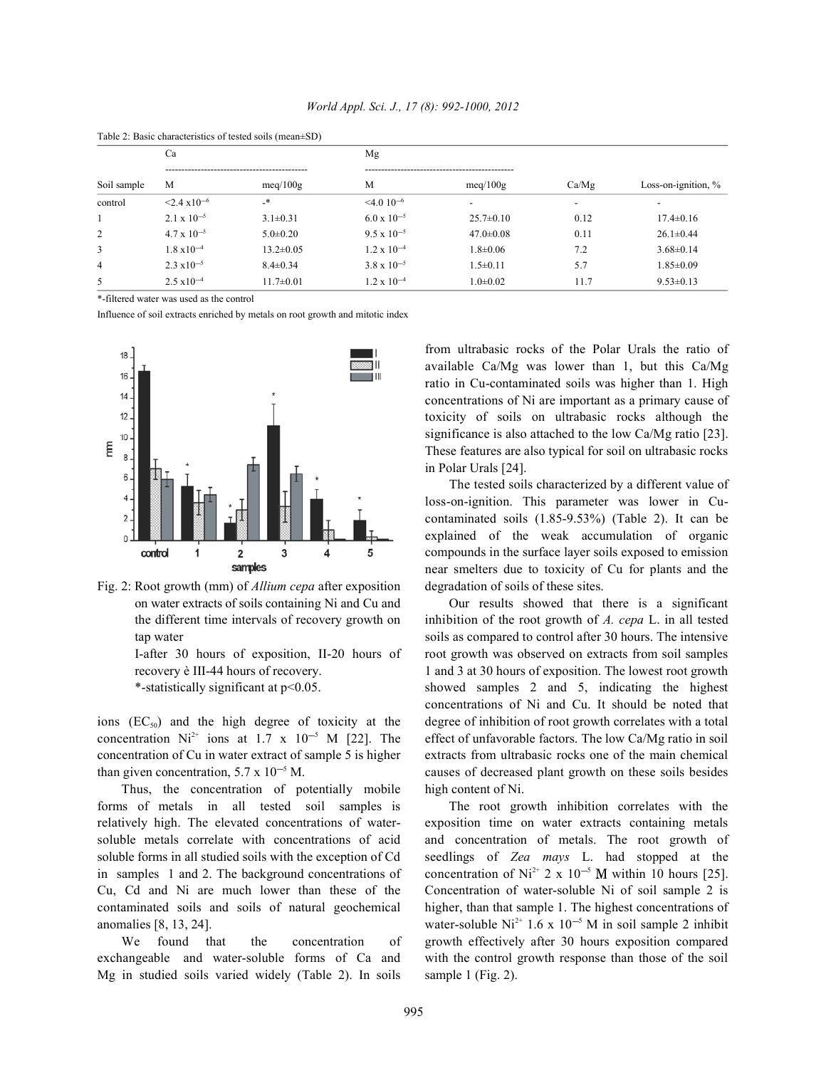Table 2: Basic characteristics of tested soils (mean±SD)

| Soil sample | Ca | | Mg | | Ca/Mg | Loss-on-ignition, % |
|---|---|---|---|---|---|---|
| | M | meq/100g | M | meq/100g | | |
| control | $<2.4 \times 10^{-6}$ | -* | $<4.0 \times 10^{-6}$ | - | - | - |
| 1 | $2.1 \times 10^{-5}$ | 3.1±0.31 | $6.0 \times 10^{-5}$ | 25.7±0.10 | 0.12 | 17.4±0.16 |
| 2 | $4.7 \times 10^{-5}$ | 5.0±0.20 | $9.5 \times 10^{-5}$ | 47.0±0.08 | 0.11 | 26.1±0.44 |
| 3 | $1.8 \times 10^{-4}$ | 13.2±0.05 | $1.2 \times 10^{-4}$ | 1.8±0.06 | 7.2 | 3.68±0.14 |
| 4 | $2.3 \times 10^{-5}$ | 8.4±0.34 | $3.8 \times 10^{-5}$ | 1.5±0.11 | 5.7 | 1.85±0.09 |
| 5 | $2.5 \times 10^{-4}$ | 11.7±0.01 | $1.2 \times 10^{-4}$ | 1.0±0.02 | 11.7 | 9.53±0.13 |

*-filtered water was used as the control

Influence of soil extracts enriched by metals on root growth and mitotic index

Fig. 2: Root growth (mm) of *Allium cepa* after exposition on water extracts of soils containing Ni and Cu and the different time intervals of recovery growth on tap water
I-after 30 hours of exposition, II-20 hours of recovery è III-44 hours of recovery.
*-statistically significant at $p<0.05$.

ions ($EC_{50}$) and the high degree of toxicity at the concentration $Ni^{2+}$ ions at $1.7 \times 10^{-5}$ M [22]. The concentration of Cu in water extract of sample 5 is higher than given concentration, $5.7 \times 10^{-5}$ M.

Thus, the concentration of potentially mobile forms of metals in all tested soil samples is relatively high. The elevated concentrations of water-soluble metals correlate with concentrations of acid soluble forms in all studied soils with the exception of Cd in samples 1 and 2. The background concentrations of Cu, Cd and Ni are much lower than these of the contaminated soils and soils of natural geochemical anomalies [8, 13, 24].

We found that the concentration of exchangeable and water-soluble forms of Ca and Mg in studied soils varied widely (Table 2). In soils from ultrabasic rocks of the Polar Urals the ratio of available Ca/Mg was lower than 1, but this Ca/Mg ratio in Cu-contaminated soils was higher than 1. High concentrations of Ni are important as a primary cause of toxicity of soils on ultrabasic rocks although the significance is also attached to the low Ca/Mg ratio [23]. These features are also typical for soil on ultrabasic rocks in Polar Urals [24].

The tested soils characterized by a different value of loss-on-ignition. This parameter was lower in Cu-contaminated soils (1.85-9.53%) (Table 2). It can be explained of the weak accumulation of organic compounds in the surface layer soils exposed to emission near smelters due to toxicity of Cu for plants and the degradation of soils of these sites.

Our results showed that there is a significant inhibition of the root growth of *A. cepa* L. in all tested soils as compared to control after 30 hours. The intensive root growth was observed on extracts from soil samples 1 and 3 at 30 hours of exposition. The lowest root growth showed samples 2 and 5, indicating the highest concentrations of Ni and Cu. It should be noted that degree of inhibition of root growth correlates with a total effect of unfavorable factors. The low Ca/Mg ratio in soil extracts from ultrabasic rocks one of the main chemical causes of decreased plant growth on these soils besides high content of Ni.

The root growth inhibition correlates with the exposition time on water extracts containing metals and concentration of metals. The root growth of seedlings of *Zea mays* L. had stopped at the concentration of $Ni^{2+}$ $2 \times 10^{-5}$ M within 10 hours [25]. Concentration of water-soluble Ni of soil sample 2 is higher, than that sample 1. The highest concentrations of water-soluble $Ni^{2+}$ $1.6 \times 10^{-5}$ M in soil sample 2 inhibit growth effectively after 30 hours exposition compared with the control growth response than those of the soil sample 1 (Fig. 2).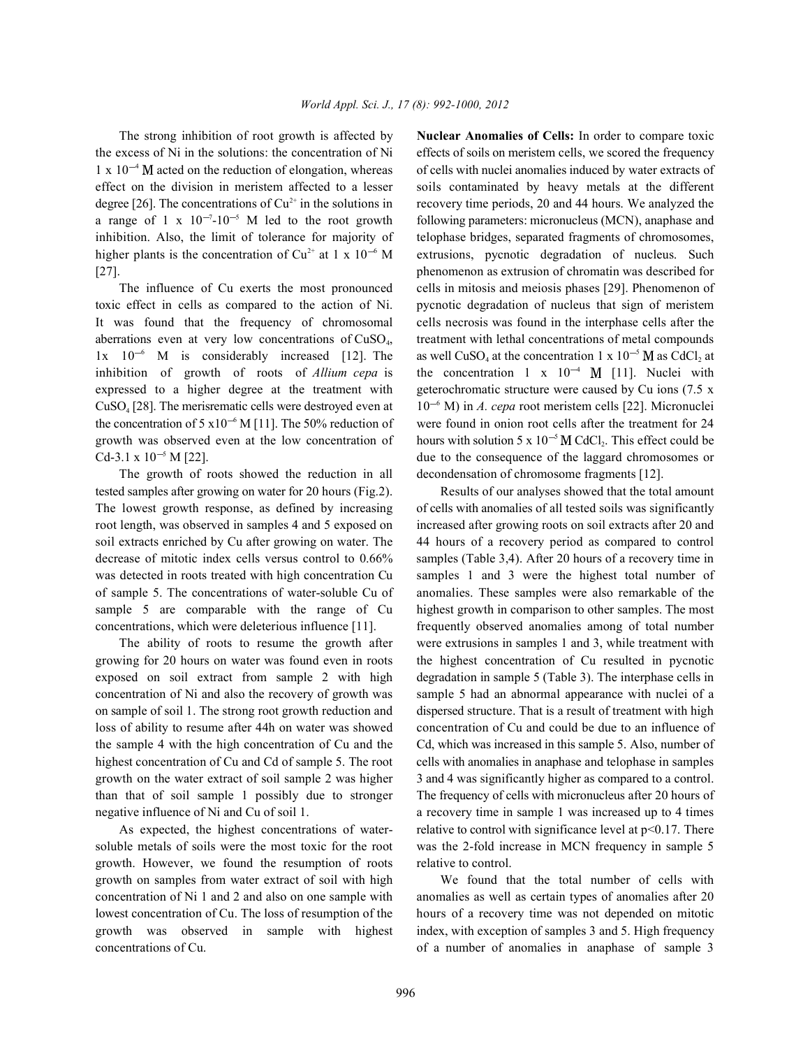The strong inhibition of root growth is affected by the excess of Ni in the solutions: the concentration of Ni $1 \times 10^{-4}$ M acted on the reduction of elongation, whereas effect on the division in meristem affected to a lesser degree [26]. The concentrations of $Cu^{2+}$ in the solutions in a range of $1 \times 10^{-7}$-$10^{-5}$ M led to the root growth inhibition. Also, the limit of tolerance for majority of higher plants is the concentration of $Cu^{2+}$ at $1 \times 10^{-6}$ M [27].

The influence of Cu exerts the most pronounced toxic effect in cells as compared to the action of Ni. It was found that the frequency of chromosomal aberrations even at very low concentrations of $CuSO_4$, $1 \times 10^{-6}$ M is considerably increased [12]. The inhibition of growth of roots of *Allium cepa* is expressed to a higher degree at the treatment with $CuSO_4$ [28]. The merisrematic cells were destroyed even at the concentration of $5 \times 10^{-6}$ M [11]. The 50% reduction of growth was observed even at the low concentration of Cd-$3.1 \times 10^{-5}$ M [22].

The growth of roots showed the reduction in all tested samples after growing on water for 20 hours (Fig.2). The lowest growth response, as defined by increasing root length, was observed in samples 4 and 5 exposed on soil extracts enriched by Cu after growing on water. The decrease of mitotic index cells versus control to 0.66% was detected in roots treated with high concentration Cu of sample 5. The concentrations of water-soluble Cu of sample 5 are comparable with the range of Cu concentrations, which were deleterious influence [11].

The ability of roots to resume the growth after growing for 20 hours on water was found even in roots exposed on soil extract from sample 2 with high concentration of Ni and also the recovery of growth was on sample of soil 1. The strong root growth reduction and loss of ability to resume after 44h on water was showed the sample 4 with the high concentration of Cu and the highest concentration of Cu and Cd of sample 5. The root growth on the water extract of soil sample 2 was higher than that of soil sample 1 possibly due to stronger negative influence of Ni and Cu of soil 1.

As expected, the highest concentrations of water-soluble metals of soils were the most toxic for the root growth. However, we found the resumption of roots growth on samples from water extract of soil with high concentration of Ni 1 and 2 and also on one sample with lowest concentration of Cu. The loss of resumption of the growth was observed in sample with highest concentrations of Cu.

**Nuclear Anomalies of Cells:** In order to compare toxic effects of soils on meristem cells, we scored the frequency of cells with nuclei anomalies induced by water extracts of soils contaminated by heavy metals at the different recovery time periods, 20 and 44 hours. We analyzed the following parameters: micronucleus (MCN), anaphase and telophase bridges, separated fragments of chromosomes, extrusions, pycnotic degradation of nucleus. Such phenomenon as extrusion of chromatin was described for cells in mitosis and meiosis phases [29]. Phenomenon of pycnotic degradation of nucleus that sign of meristem cells necrosis was found in the interphase cells after the treatment with lethal concentrations of metal compounds as well $CuSO_4$ at the concentration $1 \times 10^{-5}$ M as $CdCl_2$ at the concentration $1 \times 10^{-4}$ M [11]. Nuclei with geterochromatic structure were caused by Cu ions ($7.5 \times 10^{-6}$ M) in *A. cepa* root meristem cells [22]. Micronuclei were found in onion root cells after the treatment for 24 hours with solution $5 \times 10^{-5}$ M $CdCl_2$. This effect could be due to the consequence of the laggard chromosomes or decondensation of chromosome fragments [12].

Results of our analyses showed that the total amount of cells with anomalies of all tested soils was significantly increased after growing roots on soil extracts after 20 and 44 hours of a recovery period as compared to control samples (Table 3,4). After 20 hours of a recovery time in samples 1 and 3 were the highest total number of anomalies. These samples were also remarkable of the highest growth in comparison to other samples. The most frequently observed anomalies among of total number were extrusions in samples 1 and 3, while treatment with the highest concentration of Cu resulted in pycnotic degradation in sample 5 (Table 3). The interphase cells in sample 5 had an abnormal appearance with nuclei of a dispersed structure. That is a result of treatment with high concentration of Cu and could be due to an influence of Cd, which was increased in this sample 5. Also, number of cells with anomalies in anaphase and telophase in samples 3 and 4 was significantly higher as compared to a control. The frequency of cells with micronucleus after 20 hours of a recovery time in sample 1 was increased up to 4 times relative to control with significance level at $p<0.17$. There was the 2-fold increase in MCN frequency in sample 5 relative to control.

We found that the total number of cells with anomalies as well as certain types of anomalies after 20 hours of a recovery time was not depended on mitotic index, with exception of samples 3 and 5. High frequency of a number of anomalies in anaphase of sample 3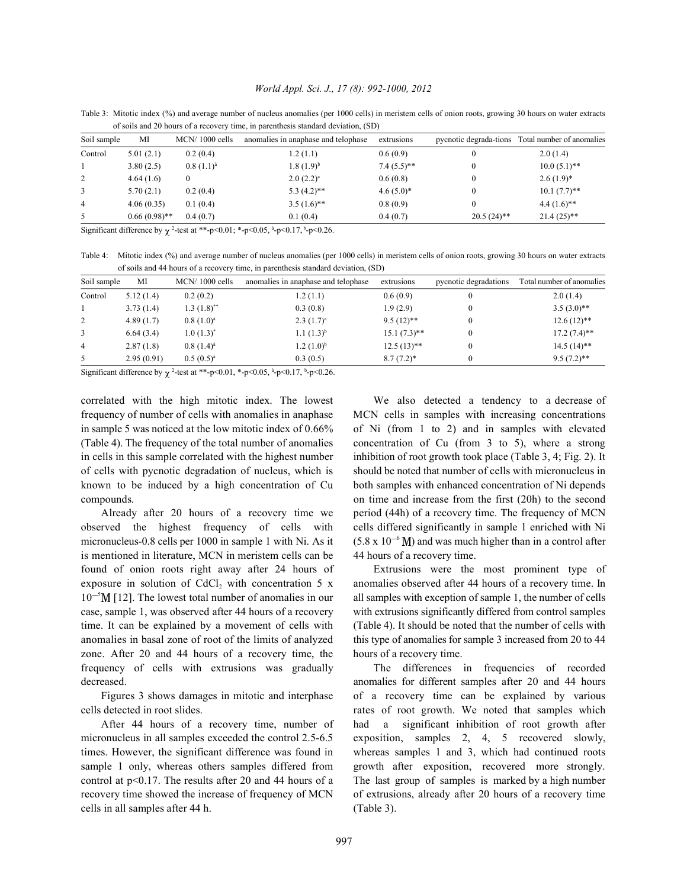Table 3: Mitotic index (%) and average number of nucleus anomalies (per 1000 cells) in meristem cells of onion roots, growing 30 hours on water extracts of soils and 20 hours of a recovery time, in parenthesis standard deviation, (SD)

| Soil sample | MI | MCN/ 1000 cells | anomalies in anaphase and telophase | extrusions | pycnotic degrada-tions | Total number of anomalies |
|---|---|---|---|---|---|---|
| Control | 5.01 (2.1) | 0.2 (0.4) | 1.2 (1.1) | 0.6 (0.9) | 0 | 2.0 (1.4) |
| 1 | 3.80 (2.5) | 0.8 (1.1)[a] | 1.8 (1.9)[b] | 7.4 (5.5)** | 0 | 10.0 (5.1)** |
| 2 | 4.64 (1.6) | 0 | 2.0 (2.2)[a] | 0.6 (0.8) | 0 | 2.6 (1.9)* |
| 3 | 5.70 (2.1) | 0.2 (0.4) | 5.3 (4.2)** | 4.6 (5.0)* | 0 | 10.1 (7.7)** |
| 4 | 4.06 (0.35) | 0.1 (0.4) | 3.5 (1.6)** | 0.8 (0.9) | 0 | 4.4 (1.6)** |
| 5 | 0.66 (0.98)** | 0.4 (0.7) | 0.1 (0.4) | 0.4 (0.7) | 20.5 (24)** | 21.4 (25)** |

Significant difference by $\chi^2$-test at **-p<0.01; *-p<0.05, [a]-p<0.17, [b]-p<0.26.

Table 4: Mitotic index (%) and average number of nucleus anomalies (per 1000 cells) in meristem cells of onion roots, growing 30 hours on water extracts of soils and 44 hours of a recovery time, in parenthesis standard deviation, (SD)

| Soil sample | MI | MCN/ 1000 cells | anomalies in anaphase and telophase | extrusions | pycnotic degradations | Total number of anomalies |
|---|---|---|---|---|---|---|
| Control | 5.12 (1.4) | 0.2 (0.2) | 1.2 (1.1) | 0.6 (0.9) | 0 | 2.0 (1.4) |
| 1 | 3.73 (1.4) | 1.3 (1.8)** | 0.3 (0.8) | 1.9 (2.9) | 0 | 3.5 (3.0)** |
| 2 | 4.89 (1.7) | 0.8 (1.0)[a] | 2.3 (1.7)[a] | 9.5 (12)** | 0 | 12.6 (12)** |
| 3 | 6.64 (3.4) | 1.0 (1.3)* | 1.1 (1.3)[b] | 15.1 (7.3)** | 0 | 17.2 (7.4)** |
| 4 | 2.87 (1.8) | 0.8 (1.4)[a] | 1.2 (1.0)[b] | 12.5 (13)** | 0 | 14.5 (14)** |
| 5 | 2.95 (0.91) | 0.5 (0.5)[a] | 0.3 (0.5) | 8.7 (7.2)* | 0 | 9.5 (7.2)** |

Significant difference by $\chi^2$-test at **-p<0.01, *-p<0.05, [a]-p<0.17, [b]-p<0.26.

correlated with the high mitotic index. The lowest frequency of number of cells with anomalies in anaphase in sample 5 was noticed at the low mitotic index of 0.66% (Table 4). The frequency of the total number of anomalies in cells in this sample correlated with the highest number of cells with pycnotic degradation of nucleus, which is known to be induced by a high concentration of Cu compounds.

Already after 20 hours of a recovery time we observed the highest frequency of cells with micronucleus-0.8 cells per 1000 in sample 1 with Ni. As it is mentioned in literature, MCN in meristem cells can be found of onion roots right away after 24 hours of exposure in solution of $CdCl_2$ with concentration 5 x $10^{-5}$M [12]. The lowest total number of anomalies in our case, sample 1, was observed after 44 hours of a recovery time. It can be explained by a movement of cells with anomalies in basal zone of root of the limits of analyzed zone. After 20 and 44 hours of a recovery time, the frequency of cells with extrusions was gradually decreased.

Figures 3 shows damages in mitotic and interphase cells detected in root slides.

After 44 hours of a recovery time, number of micronucleus in all samples exceeded the control 2.5-6.5 times. However, the significant difference was found in sample 1 only, whereas others samples differed from control at p<0.17. The results after 20 and 44 hours of a recovery time showed the increase of frequency of MCN cells in all samples after 44 h.

We also detected a tendency to a decrease of MCN cells in samples with increasing concentrations of Ni (from 1 to 2) and in samples with elevated concentration of Cu (from 3 to 5), where a strong inhibition of root growth took place (Table 3, 4; Fig. 2). It should be noted that number of cells with micronucleus in both samples with enhanced concentration of Ni depends on time and increase from the first (20h) to the second period (44h) of a recovery time. The frequency of MCN cells differed significantly in sample 1 enriched with Ni ($5.8 \times 10^{-6}$ M) and was much higher than in a control after 44 hours of a recovery time.

Extrusions were the most prominent type of anomalies observed after 44 hours of a recovery time. In all samples with exception of sample 1, the number of cells with extrusions significantly differed from control samples (Table 4). It should be noted that the number of cells with this type of anomalies for sample 3 increased from 20 to 44 hours of a recovery time.

The differences in frequencies of recorded anomalies for different samples after 20 and 44 hours of a recovery time can be explained by various rates of root growth. We noted that samples which had a significant inhibition of root growth after exposition, samples 2, 4, 5 recovered slowly, whereas samples 1 and 3, which had continued roots growth after exposition, recovered more strongly. The last group of samples is marked by a high number of extrusions, already after 20 hours of a recovery time (Table 3).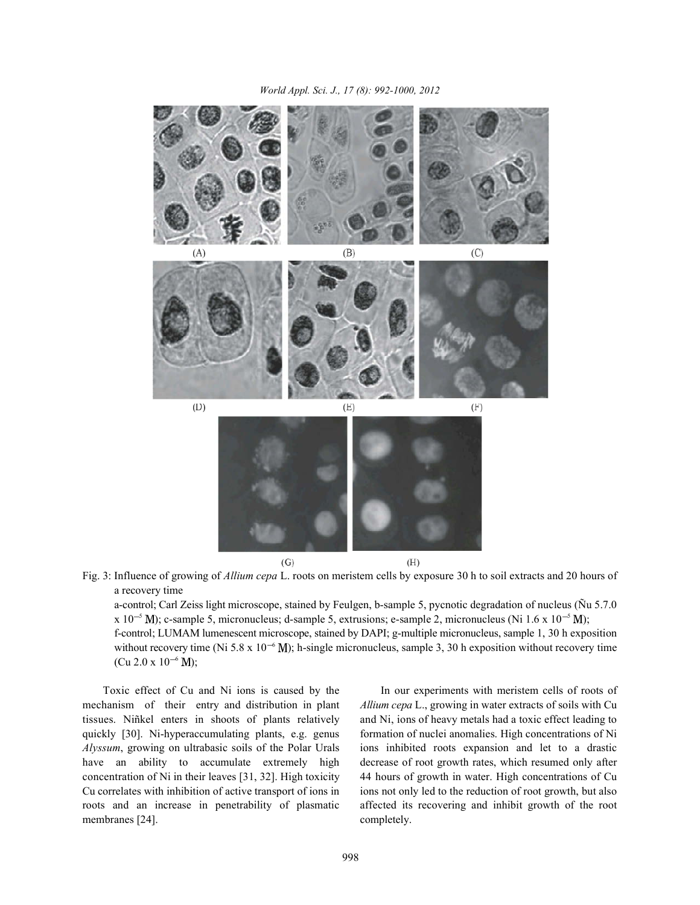(A) (B) (C)

(D) (E) (F)

(G) (H)

Fig. 3: Influence of growing of *Allium cepa* L. roots on meristem cells by exposure 30 h to soil extracts and 20 hours of a recovery time

a-control; Carl Zeiss light microscope, stained by Feulgen, b-sample 5, pycnotic degradation of nucleus (Ñu 5.7.0 x $10^{-5}$ M); c-sample 5, micronucleus; d-sample 5, extrusions; e-sample 2, micronucleus (Ni 1.6 x $10^{-5}$ M); f-control; LUMAM lumenescent microscope, stained by DAPI; g-multiple micronucleus, sample 1, 30 h exposition without recovery time (Ni 5.8 x $10^{-6}$ M); h-single micronucleus, sample 3, 30 h exposition without recovery time (Cu 2.0 x $10^{-6}$ M);

Toxic effect of Cu and Ni ions is caused by the mechanism of their entry and distribution in plant tissues. Niñkel enters in shoots of plants relatively quickly [30]. Ni-hyperaccumulating plants, e.g. genus *Alyssum*, growing on ultrabasic soils of the Polar Urals have an ability to accumulate extremely high concentration of Ni in their leaves [31, 32]. High toxicity Cu correlates with inhibition of active transport of ions in roots and an increase in penetrability of plasmatic membranes [24].

In our experiments with meristem cells of roots of *Allium cepa* L., growing in water extracts of soils with Cu and Ni, ions of heavy metals had a toxic effect leading to formation of nuclei anomalies. High concentrations of Ni ions inhibited roots expansion and let to a drastic decrease of root growth rates, which resumed only after 44 hours of growth in water. High concentrations of Cu ions not only led to the reduction of root growth, but also affected its recovering and inhibit growth of the root completely.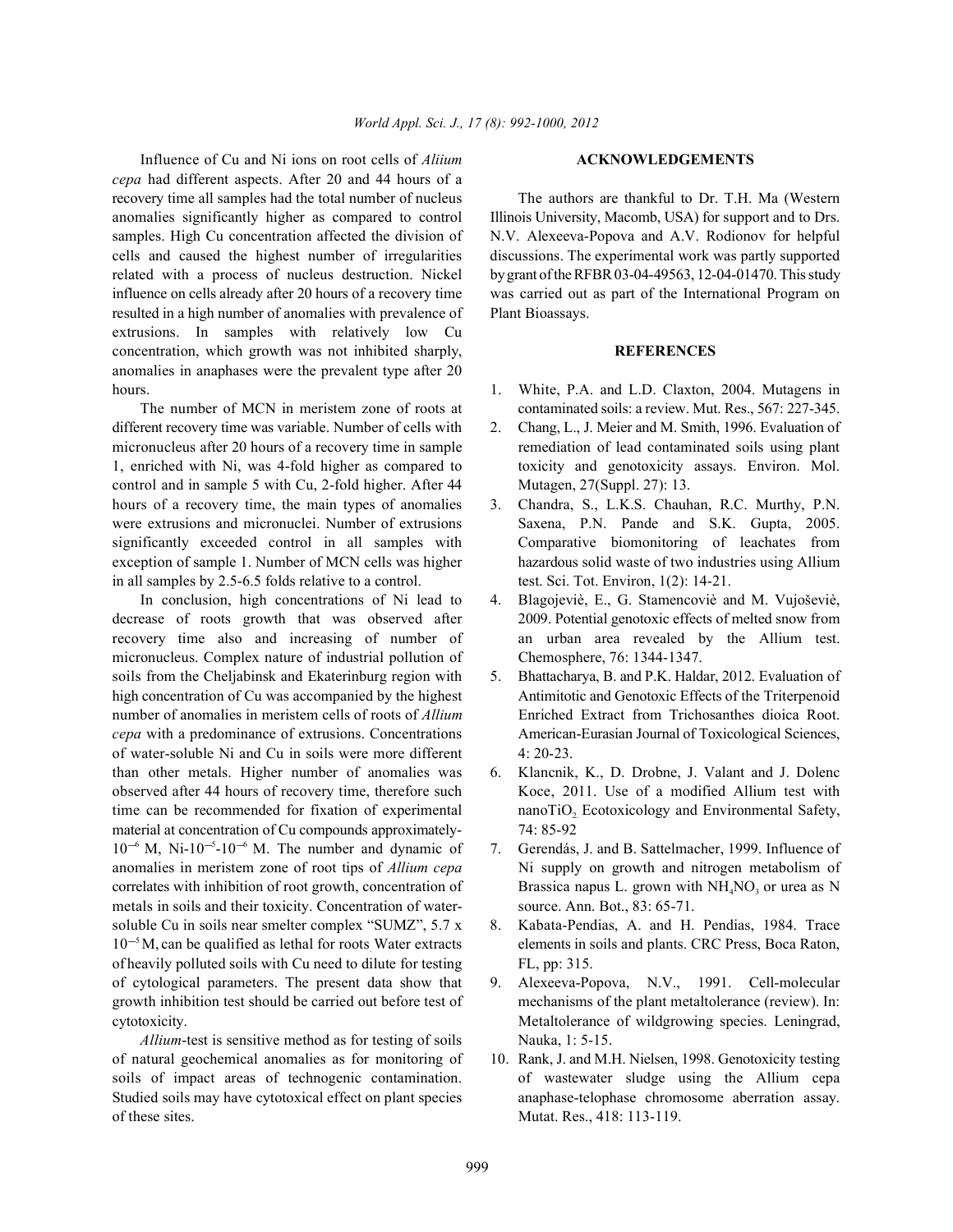Influence of Cu and Ni ions on root cells of *Aliium cepa* had different aspects. After 20 and 44 hours of a recovery time all samples had the total number of nucleus anomalies significantly higher as compared to control samples. High Cu concentration affected the division of cells and caused the highest number of irregularities related with a process of nucleus destruction. Nickel influence on cells already after 20 hours of a recovery time resulted in a high number of anomalies with prevalence of extrusions. In samples with relatively low Cu concentration, which growth was not inhibited sharply, anomalies in anaphases were the prevalent type after 20 hours.

The number of MCN in meristem zone of roots at different recovery time was variable. Number of cells with micronucleus after 20 hours of a recovery time in sample 1, enriched with Ni, was 4-fold higher as compared to control and in sample 5 with Cu, 2-fold higher. After 44 hours of a recovery time, the main types of anomalies were extrusions and micronuclei. Number of extrusions significantly exceeded control in all samples with exception of sample 1. Number of MCN cells was higher in all samples by 2.5-6.5 folds relative to a control.

In conclusion, high concentrations of Ni lead to decrease of roots growth that was observed after recovery time also and increasing of number of micronucleus. Complex nature of industrial pollution of soils from the Cheljabinsk and Ekaterinburg region with high concentration of Cu was accompanied by the highest number of anomalies in meristem cells of roots of *Allium cepa* with a predominance of extrusions. Concentrations of water-soluble Ni and Cu in soils were more different than other metals. Higher number of anomalies was observed after 44 hours of recovery time, therefore such time can be recommended for fixation of experimental material at concentration of Cu compounds approximately-$10^{-6}$ M, Ni-$10^{-5}$-$10^{-6}$ M. The number and dynamic of anomalies in meristem zone of root tips of *Allium cepa* correlates with inhibition of root growth, concentration of metals in soils and their toxicity. Concentration of water-soluble Cu in soils near smelter complex "SUMZ", 5.7 x $10^{-5}$ M, can be qualified as lethal for roots. Water extracts of heavily polluted soils with Cu need to dilute for testing of cytological parameters. The present data show that growth inhibition test should be carried out before test of cytotoxicity.

*Allium*-test is sensitive method as for testing of soils of natural geochemical anomalies as for monitoring of soils of impact areas of technogenic contamination. Studied soils may have cytotoxical effect on plant species of these sites.

## ACKNOWLEDGEMENTS

The authors are thankful to Dr. T.H. Ma (Western Illinois University, Macomb, USA) for support and to Drs. N.V. Alexeeva-Popova and A.V. Rodionov for helpful discussions. The experimental work was partly supported by grant of the RFBR 03-04-49563, 12-04-01470. This study was carried out as part of the International Program on Plant Bioassays.

## REFERENCES

1. White, P.A. and L.D. Claxton, 2004. Mutagens in contaminated soils: a review. Mut. Res., 567: 227-345.
2. Chang, L., J. Meier and M. Smith, 1996. Evaluation of remediation of lead contaminated soils using plant toxicity and genotoxicity assays. Environ. Mol. Mutagen, 27(Suppl. 27): 13.
3. Chandra, S., L.K.S. Chauhan, R.C. Murthy, P.N. Saxena, P.N. Pande and S.K. Gupta, 2005. Comparative biomonitoring of leachates from hazardous solid waste of two industries using Allium test. Sci. Tot. Environ, 1(2): 14-21.
4. Blagojeviè, E., G. Stamencoviè and M. Vujoševiè, 2009. Potential genotoxic effects of melted snow from an urban area revealed by the Allium test. Chemosphere, 76: 1344-1347.
5. Bhattacharya, B. and P.K. Haldar, 2012. Evaluation of Antimitotic and Genotoxic Effects of the Triterpenoid Enriched Extract from Trichosanthes dioica Root. American-Eurasian Journal of Toxicological Sciences, 4: 20-23.
6. Klancnik, K., D. Drobne, J. Valant and J. Dolenc Koce, 2011. Use of a modified Allium test with nano$TiO_2$. Ecotoxicology and Environmental Safety, 74: 85-92
7. Gerendás, J. and B. Sattelmacher, 1999. Influence of Ni supply on growth and nitrogen metabolism of Brassica napus L. grown with $NH_4NO_3$ or urea as N source. Ann. Bot., 83: 65-71.
8. Kabata-Pendias, A. and H. Pendias, 1984. Trace elements in soils and plants. CRC Press, Boca Raton, FL, pp: 315.
9. Alexeeva-Popova, N.V., 1991. Cell-molecular mechanisms of the plant metaltolerance (review). In: Metaltolerance of wildgrowing species. Leningrad, Nauka, 1: 5-15.
10. Rank, J. and M.H. Nielsen, 1998. Genotoxicity testing of wastewater sludge using the Allium cepa anaphase-telophase chromosome aberration assay. Mutat. Res., 418: 113-119.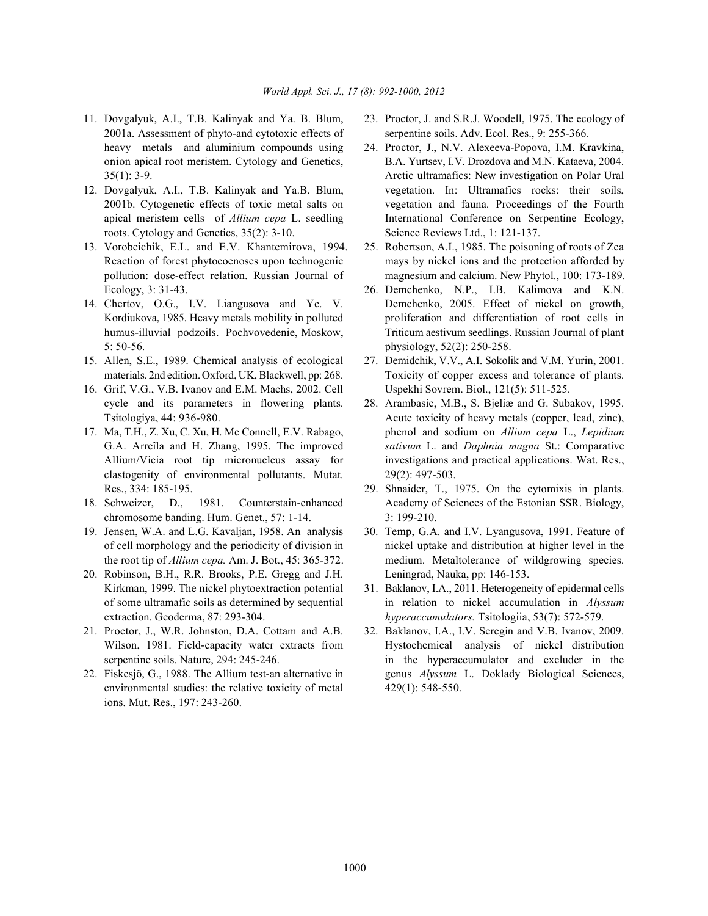11. Dovgalyuk, A.I., T.B. Kalinyak and Ya. B. Blum, 2001a. Assessment of phyto-and cytotoxic effects of heavy metals and aluminium compounds using onion apical root meristem. Cytology and Genetics, 35(1): 3-9.
12. Dovgalyuk, A.I., T.B. Kalinyak and Ya.B. Blum, 2001b. Cytogenetic effects of toxic metal salts on apical meristem cells of *Allium cepa* L. seedling roots. Cytology and Genetics, 35(2): 3-10.
13. Vorobeichik, E.L. and E.V. Khantemirova, 1994. Reaction of forest phytocoenoses upon technogenic pollution: dose-effect relation. Russian Journal of Ecology, 3: 31-43.
14. Chertov, O.G., I.V. Liangusova and Ye. V. Kordiukova, 1985. Heavy metals mobility in polluted humus-illuvial podzoils. Pochvovedenie, Moskow, 5: 50-56.
15. Allen, S.E., 1989. Chemical analysis of ecological materials. 2nd edition. Oxford, UK, Blackwell, pp: 268.
16. Grif, V.G., V.B. Ivanov and E.M. Machs, 2002. Cell cycle and its parameters in flowering plants. Tsitologiya, 44: 936-980.
17. Ma, T.H., Z. Xu, C. Xu, H. Mc Connell, E.V. Rabago, G.A. Arreîla and H. Zhang, 1995. The improved Allium/Vicia root tip micronucleus assay for clastogenity of environmental pollutants. Mutat. Res., 334: 185-195.
18. Schweizer, D., 1981. Counterstain-enhanced chromosome banding. Hum. Genet., 57: 1-14.
19. Jensen, W.A. and L.G. Kavaljan, 1958. An analysis of cell morphology and the periodicity of division in the root tip of *Allium cepa.* Am. J. Bot., 45: 365-372.
20. Robinson, B.H., R.R. Brooks, P.E. Gregg and J.H. Kirkman, 1999. The nickel phytoextraction potential of some ultramafic soils as determined by sequential extraction. Geoderma, 87: 293-304.
21. Proctor, J., W.R. Johnston, D.A. Cottam and A.B. Wilson, 1981. Field-capacity water extracts from serpentine soils. Nature, 294: 245-246.
22. Fiskesjö, G., 1988. The Allium test-an alternative in environmental studies: the relative toxicity of metal ions. Mut. Res., 197: 243-260.
23. Proctor, J. and S.R.J. Woodell, 1975. The ecology of serpentine soils. Adv. Ecol. Res., 9: 255-366.
24. Proctor, J., N.V. Alexeeva-Popova, I.M. Kravkina, B.A. Yurtsev, I.V. Drozdova and M.N. Kataeva, 2004. Arctic ultramafics: New investigation on Polar Ural vegetation. In: Ultramafics rocks: their soils, vegetation and fauna. Proceedings of the Fourth International Conference on Serpentine Ecology, Science Reviews Ltd., 1: 121-137.
25. Robertson, A.I., 1985. The poisoning of roots of Zea mays by nickel ions and the protection afforded by magnesium and calcium. New Phytol., 100: 173-189.
26. Demchenko, N.P., I.B. Kalimova and K.N. Demchenko, 2005. Effect of nickel on growth, proliferation and differentiation of root cells in Triticum aestivum seedlings. Russian Journal of plant physiology, 52(2): 250-258.
27. Demidchik, V.V., A.I. Sokolik and V.M. Yurin, 2001. Toxicity of copper excess and tolerance of plants. Uspekhi Sovrem. Biol., 121(5): 511-525.
28. Arambasic, M.B., S. Bjeliæ and G. Subakov, 1995. Acute toxicity of heavy metals (copper, lead, zinc), phenol and sodium on *Allium cepa* L., *Lepidium sativum* L. and *Daphnia magna* St.: Comparative investigations and practical applications. Wat. Res., 29(2): 497-503.
29. Shnaider, T., 1975. On the cytomixis in plants. Academy of Sciences of the Estonian SSR. Biology, 3: 199-210.
30. Temp, G.A. and I.V. Lyangusova, 1991. Feature of nickel uptake and distribution at higher level in the medium. Metaltolerance of wildgrowing species. Leningrad, Nauka, pp: 146-153.
31. Baklanov, I.A., 2011. Heterogeneity of epidermal cells in relation to nickel accumulation in *Alyssum hyperaccumulators.* Tsitologiia, 53(7): 572-579.
32. Baklanov, I.A., I.V. Seregin and V.B. Ivanov, 2009. Hystochemical analysis of nickel distribution in the hyperaccumulator and excluder in the genus *Alyssum* L. Doklady Biological Sciences, 429(1): 548-550.